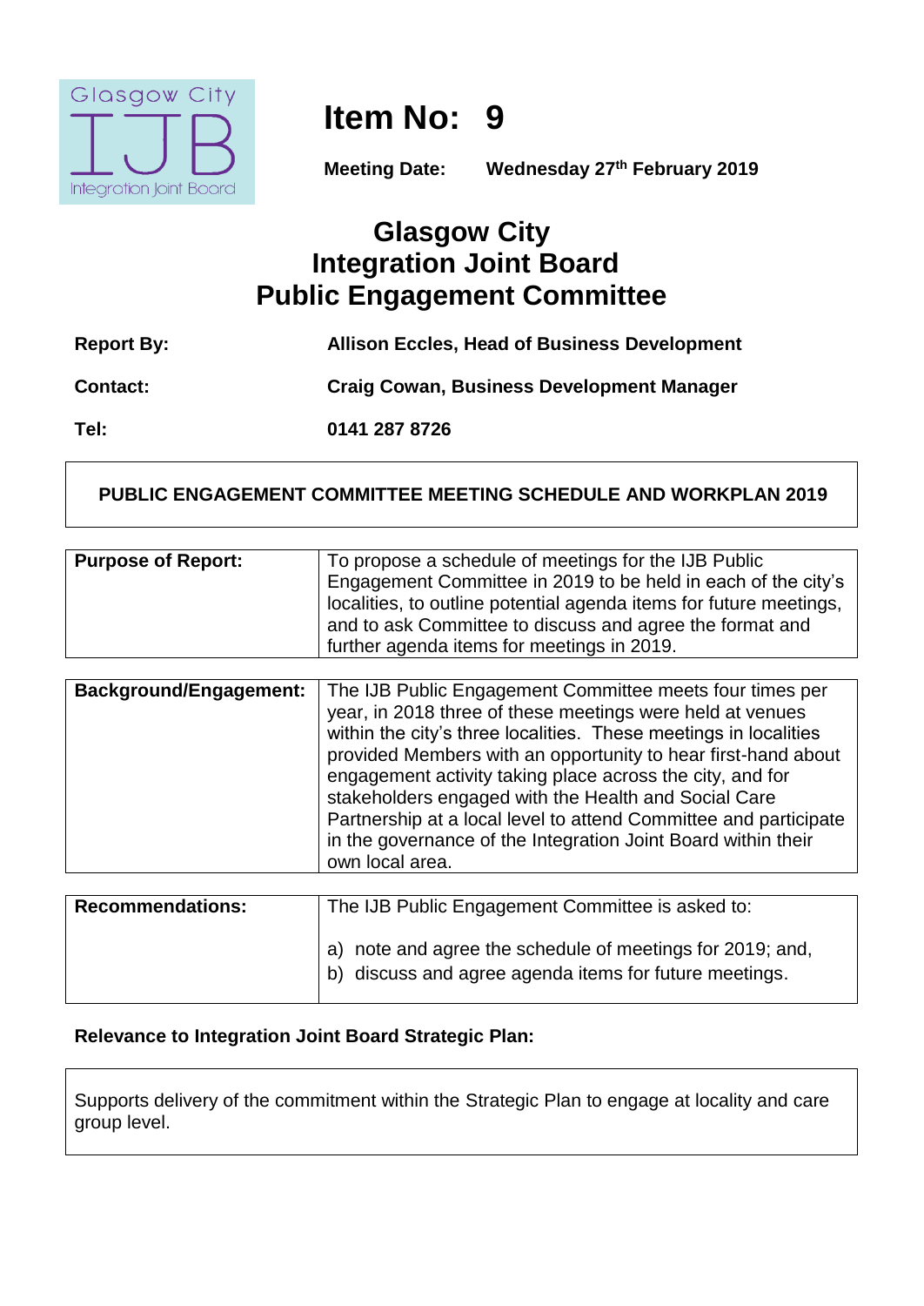Glasgow City IJB Integration Joint Board

# Item No: 9

**Meeting Date:** **Wednesday 27th February 2019**

# Glasgow City Integration Joint Board Public Engagement Committee

| | |
|---|---|
| **Report By:** | **Allison Eccles, Head of Business Development** |
| **Contact:** | **Craig Cowan, Business Development Manager** |
| **Tel:** | **0141 287 8726** |

**PUBLIC ENGAGEMENT COMMITTEE MEETING SCHEDULE AND WORKPLAN 2019**

| | |
|---|---|
| **Purpose of Report:** | To propose a schedule of meetings for the IJB Public Engagement Committee in 2019 to be held in each of the city's localities, to outline potential agenda items for future meetings, and to ask Committee to discuss and agree the format and further agenda items for meetings in 2019. |

| | |
|---|---|
| **Background/Engagement:** | The IJB Public Engagement Committee meets four times per year, in 2018 three of these meetings were held at venues within the city's three localities. These meetings in localities provided Members with an opportunity to hear first-hand about engagement activity taking place across the city, and for stakeholders engaged with the Health and Social Care Partnership at a local level to attend Committee and participate in the governance of the Integration Joint Board within their own local area. |

| | |
|---|---|
| **Recommendations:** | The IJB Public Engagement Committee is asked to:<br><br>a) note and agree the schedule of meetings for 2019; and,<br>b) discuss and agree agenda items for future meetings. |

**Relevance to Integration Joint Board Strategic Plan:**

Supports delivery of the commitment within the Strategic Plan to engage at locality and care group level.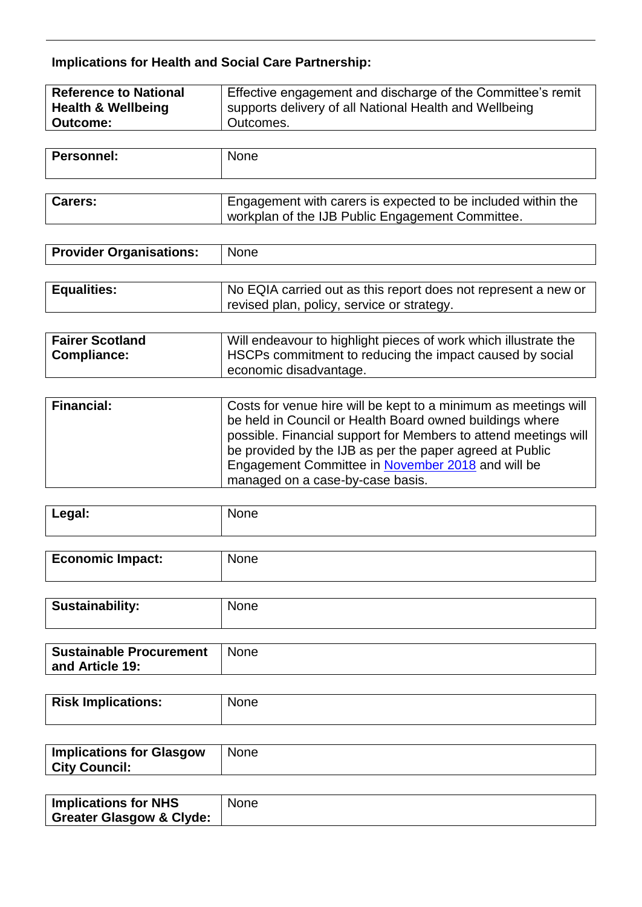**Implications for Health and Social Care Partnership:**

| | |
|---|---|
| **Reference to National Health & Wellbeing Outcome:** | Effective engagement and discharge of the Committee's remit supports delivery of all National Health and Wellbeing Outcomes. |

| | |
|---|---|
| **Personnel:** | None |

| | |
|---|---|
| **Carers:** | Engagement with carers is expected to be included within the workplan of the IJB Public Engagement Committee. |

| | |
|---|---|
| **Provider Organisations:** | None |

| | |
|---|---|
| **Equalities:** | No EQIA carried out as this report does not represent a new or revised plan, policy, service or strategy. |

| | |
|---|---|
| **Fairer Scotland Compliance:** | Will endeavour to highlight pieces of work which illustrate the HSCPs commitment to reducing the impact caused by social economic disadvantage. |

| | |
|---|---|
| **Financial:** | Costs for venue hire will be kept to a minimum as meetings will be held in Council or Health Board owned buildings where possible. Financial support for Members to attend meetings will be provided by the IJB as per the paper agreed at Public Engagement Committee in November 2018 and will be managed on a case-by-case basis. |

| | |
|---|---|
| **Legal:** | None |

| | |
|---|---|
| **Economic Impact:** | None |

| | |
|---|---|
| **Sustainability:** | None |

| | |
|---|---|
| **Sustainable Procurement and Article 19:** | None |

| | |
|---|---|
| **Risk Implications:** | None |

| | |
|---|---|
| **Implications for Glasgow City Council:** | None |

| | |
|---|---|
| **Implications for NHS Greater Glasgow & Clyde:** | None |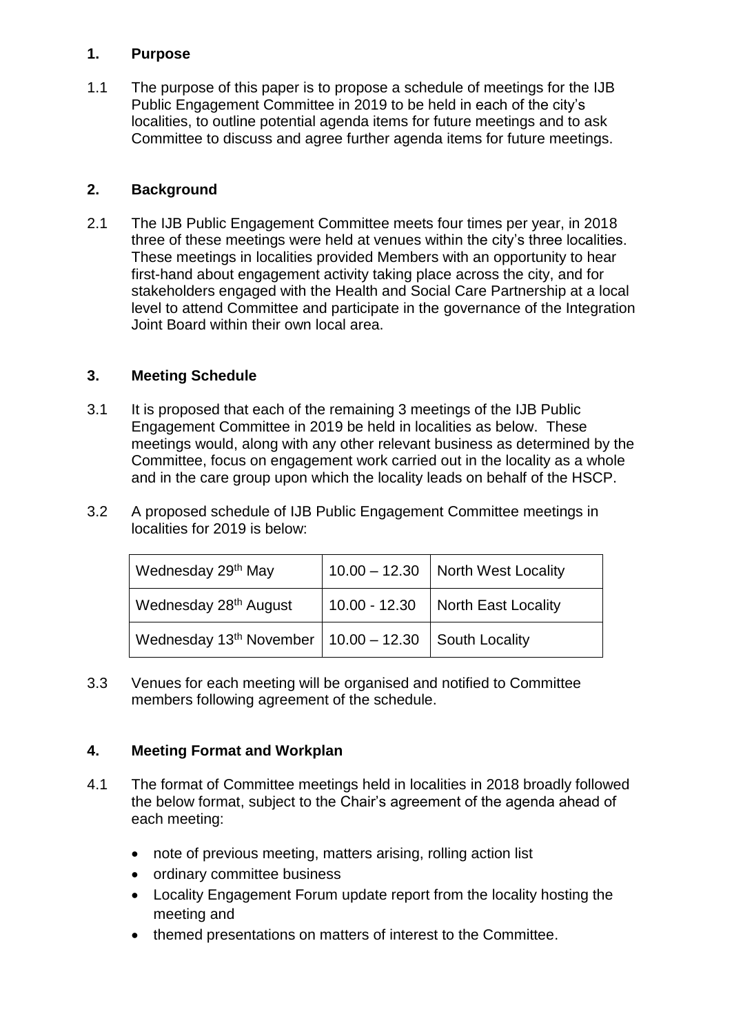## 1. Purpose

1.1 The purpose of this paper is to propose a schedule of meetings for the IJB Public Engagement Committee in 2019 to be held in each of the city's localities, to outline potential agenda items for future meetings and to ask Committee to discuss and agree further agenda items for future meetings.

## 2. Background

2.1 The IJB Public Engagement Committee meets four times per year, in 2018 three of these meetings were held at venues within the city's three localities. These meetings in localities provided Members with an opportunity to hear first-hand about engagement activity taking place across the city, and for stakeholders engaged with the Health and Social Care Partnership at a local level to attend Committee and participate in the governance of the Integration Joint Board within their own local area.

## 3. Meeting Schedule

3.1 It is proposed that each of the remaining 3 meetings of the IJB Public Engagement Committee in 2019 be held in localities as below. These meetings would, along with any other relevant business as determined by the Committee, focus on engagement work carried out in the locality as a whole and in the care group upon which the locality leads on behalf of the HSCP.

3.2 A proposed schedule of IJB Public Engagement Committee meetings in localities for 2019 is below:

| | | |
|---|---|---|
| Wednesday 29th May | 10.00 – 12.30 | North West Locality |
| Wednesday 28th August | 10.00 - 12.30 | North East Locality |
| Wednesday 13th November | 10.00 – 12.30 | South Locality |

3.3 Venues for each meeting will be organised and notified to Committee members following agreement of the schedule.

## 4. Meeting Format and Workplan

4.1 The format of Committee meetings held in localities in 2018 broadly followed the below format, subject to the Chair's agreement of the agenda ahead of each meeting:

- note of previous meeting, matters arising, rolling action list
- ordinary committee business
- Locality Engagement Forum update report from the locality hosting the meeting and
- themed presentations on matters of interest to the Committee.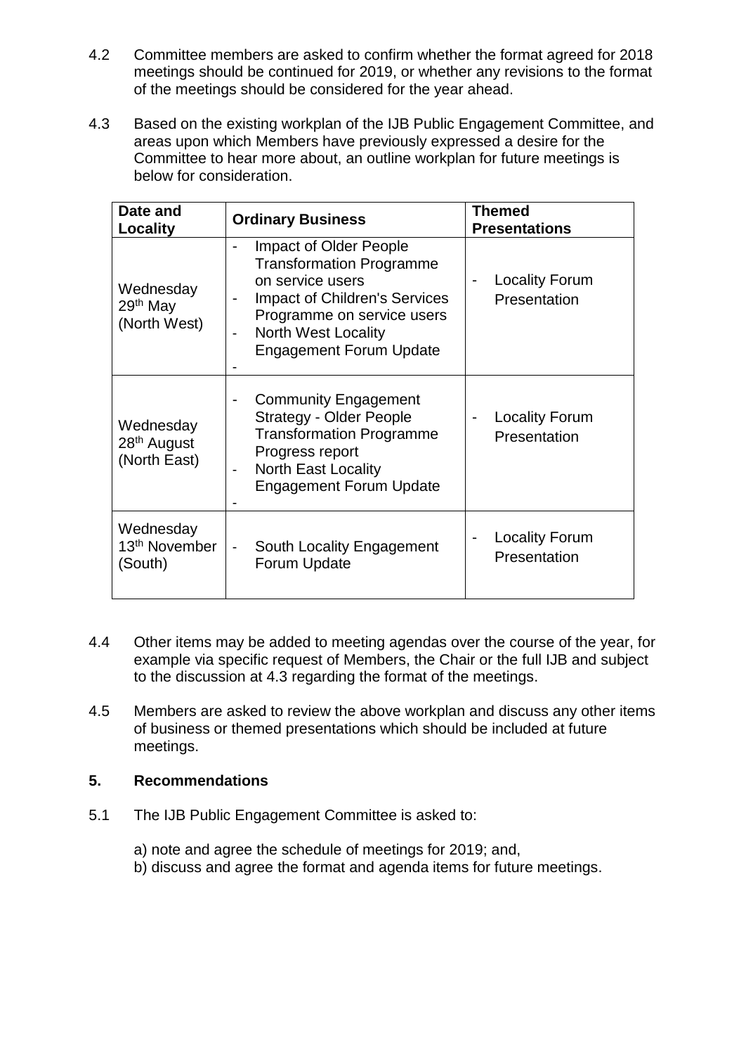4.2 Committee members are asked to confirm whether the format agreed for 2018 meetings should be continued for 2019, or whether any revisions to the format of the meetings should be considered for the year ahead.

4.3 Based on the existing workplan of the IJB Public Engagement Committee, and areas upon which Members have previously expressed a desire for the Committee to hear more about, an outline workplan for future meetings is below for consideration.

| Date and Locality | Ordinary Business | Themed Presentations |
|---|---|---|
| Wednesday 29th May (North West) | - Impact of Older People Transformation Programme on service users<br>- Impact of Children's Services Programme on service users<br>- North West Locality Engagement Forum Update<br>- | - Locality Forum Presentation |
| Wednesday 28th August (North East) | - Community Engagement Strategy - Older People Transformation Programme Progress report<br>- North East Locality Engagement Forum Update<br>- | - Locality Forum Presentation |
| Wednesday 13th November (South) | - South Locality Engagement Forum Update | - Locality Forum Presentation |

4.4 Other items may be added to meeting agendas over the course of the year, for example via specific request of Members, the Chair or the full IJB and subject to the discussion at 4.3 regarding the format of the meetings.

4.5 Members are asked to review the above workplan and discuss any other items of business or themed presentations which should be included at future meetings.

## 5. Recommendations

5.1 The IJB Public Engagement Committee is asked to:

a) note and agree the schedule of meetings for 2019; and,
b) discuss and agree the format and agenda items for future meetings.